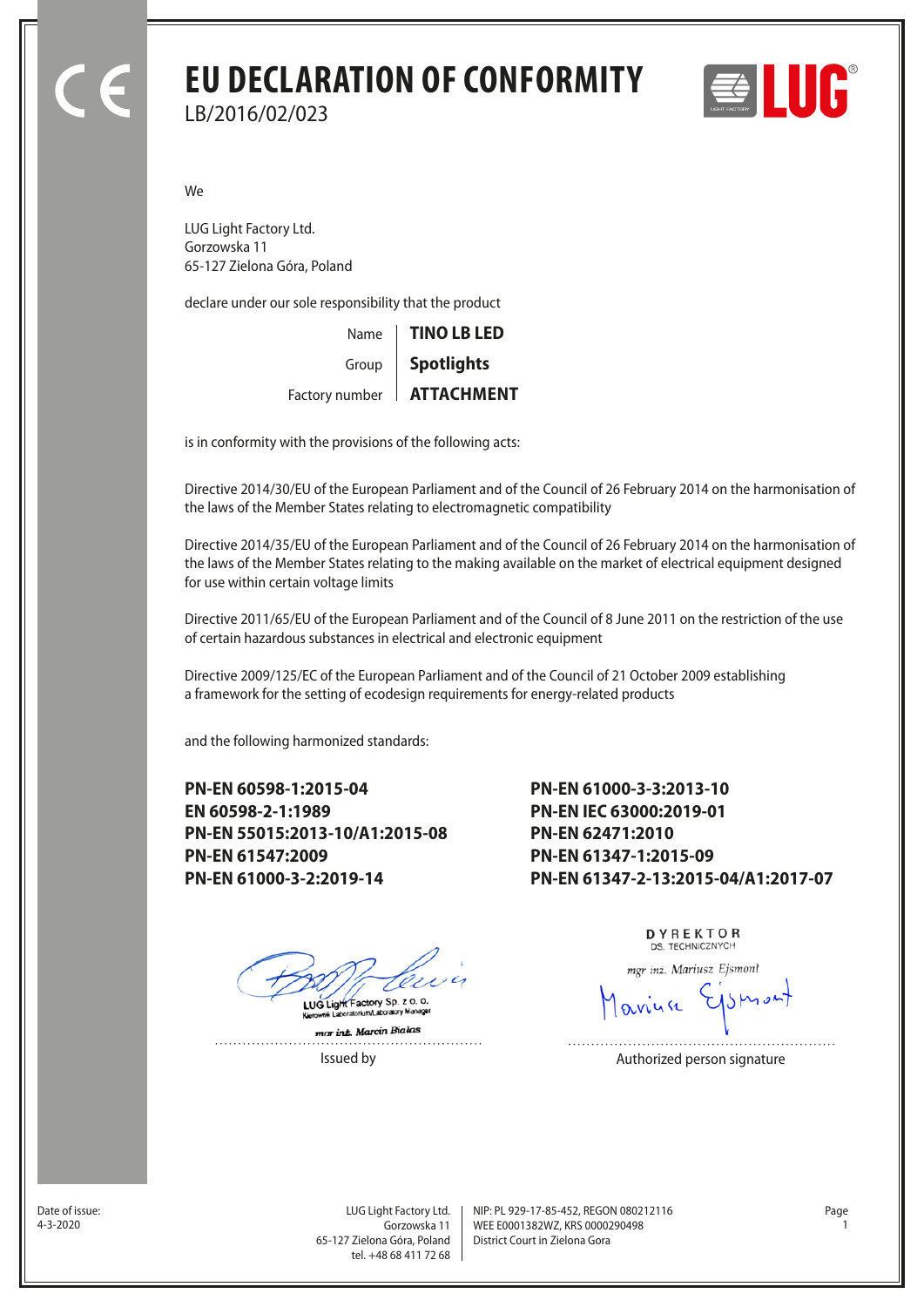# EU DECLARATION OF CONFORMITY

LB/2016/02/023

We

LUG Light Factory Ltd.
Gorzowska 11
65-127 Zielona Góra, Poland

declare under our sole responsibility that the product

| | |
|---|---|
| Name | **TINO LB LED** |
| Group | **Spotlights** |
| Factory number | **ATTACHMENT** |

is in conformity with the provisions of the following acts:

Directive 2014/30/EU of the European Parliament and of the Council of 26 February 2014 on the harmonisation of the laws of the Member States relating to electromagnetic compatibility

Directive 2014/35/EU of the European Parliament and of the Council of 26 February 2014 on the harmonisation of the laws of the Member States relating to the making available on the market of electrical equipment designed for use within certain voltage limits

Directive 2011/65/EU of the European Parliament and of the Council of 8 June 2011 on the restriction of the use of certain hazardous substances in electrical and electronic equipment

Directive 2009/125/EC of the European Parliament and of the Council of 21 October 2009 establishing a framework for the setting of ecodesign requirements for energy-related products

and the following harmonized standards:

**PN-EN 60598-1:2015-04**
**EN 60598-2-1:1989**
**PN-EN 55015:2013-10/A1:2015-08**
**PN-EN 61547:2009**
**PN-EN 61000-3-2:2019-14**
**PN-EN 61000-3-3:2013-10**
**PN-EN IEC 63000:2019-01**
**PN-EN 62471:2010**
**PN-EN 61347-1:2015-09**
**PN-EN 61347-2-13:2015-04/A1:2017-07**

LUG Light Factory Sp. z o. o.
Kierownik Laboratorium/Laboratory Manager
mgr inż. Marcin Białas

Issued by

DYREKTOR
DS. TECHNICZNYCH
mgr inż. Mariusz Ejsmont

Authorized person signature

Date of issue:
4-3-2020

LUG Light Factory Ltd.
Gorzowska 11
65-127 Zielona Góra, Poland
tel. +48 68 411 72 68

NIP: PL 929-17-85-452, REGON 080212116
WEE E0001382WZ, KRS 0000290498
District Court in Zielona Gora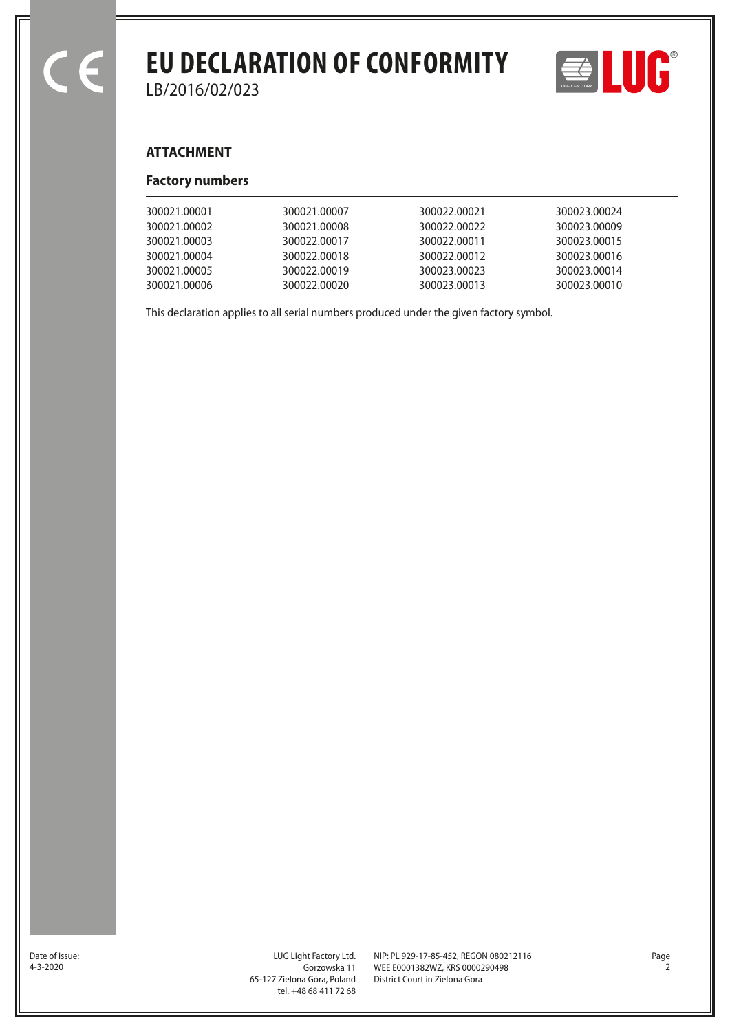# EU DECLARATION OF CONFORMITY

LB/2016/02/023

## ATTACHMENT

### Factory numbers

| | | | |
|---|---|---|---|
| 300021.00001 | 300021.00007 | 300022.00021 | 300023.00024 |
| 300021.00002 | 300021.00008 | 300022.00022 | 300023.00009 |
| 300021.00003 | 300022.00017 | 300022.00011 | 300023.00015 |
| 300021.00004 | 300022.00018 | 300022.00012 | 300023.00016 |
| 300021.00005 | 300022.00019 | 300023.00023 | 300023.00014 |
| 300021.00006 | 300022.00020 | 300023.00013 | 300023.00010 |

This declaration applies to all serial numbers produced under the given factory symbol.

Date of issue:
4-3-2020

LUG Light Factory Ltd.
Gorzowska 11
65-127 Zielona Góra, Poland
tel. +48 68 411 72 68

NIP: PL 929-17-85-452, REGON 080212116
WEE E0001382WZ, KRS 0000290498
District Court in Zielona Gora